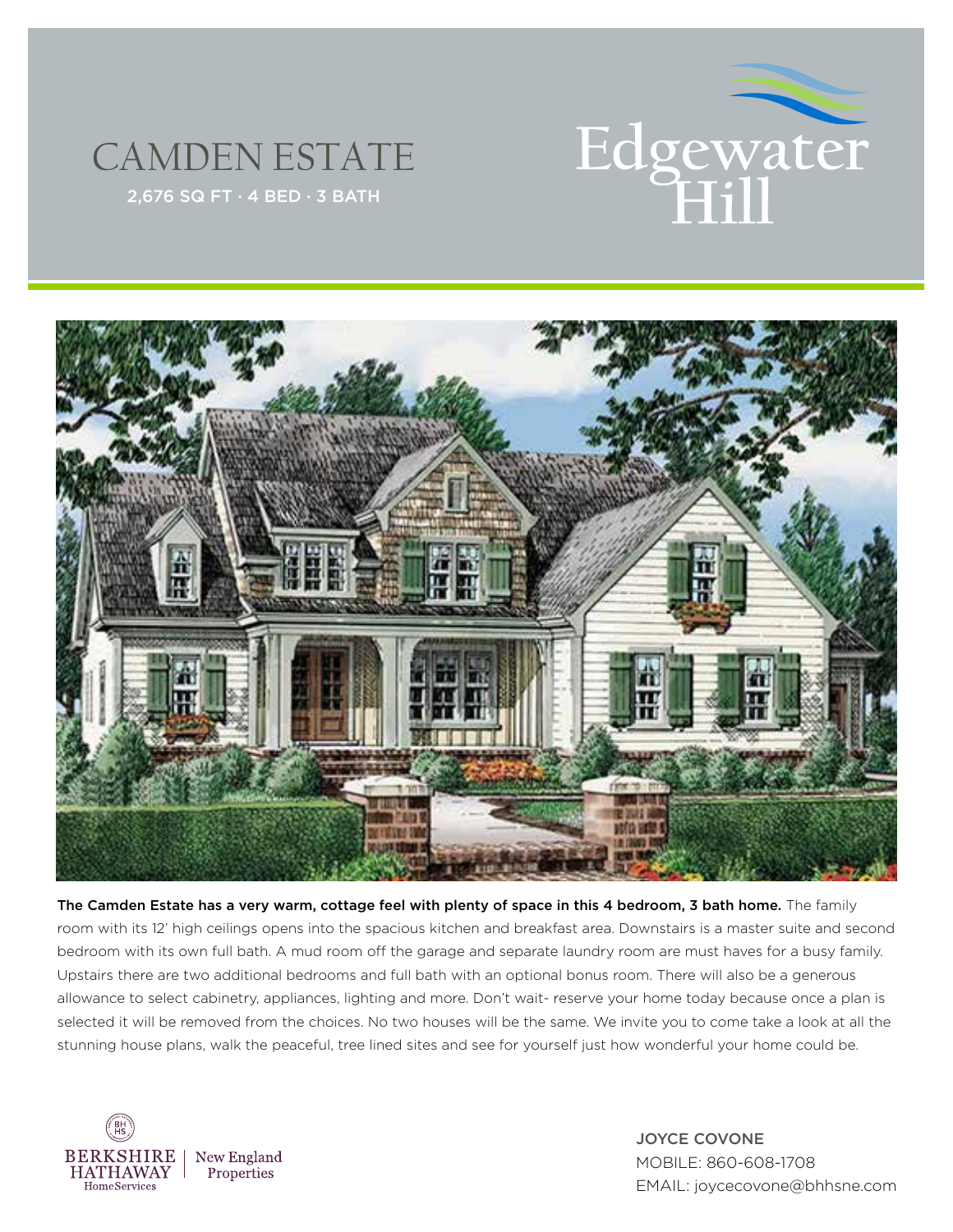# CAMDEN ESTATE

2,676 SQ FT · 4 BED · 3 BATH

Edgewater Hill

**The Camden Estate has a very warm, cottage feel with plenty of space in this 4 bedroom, 3 bath home.** The family room with its 12' high ceilings opens into the spacious kitchen and breakfast area. Downstairs is a master suite and second bedroom with its own full bath. A mud room off the garage and separate laundry room are must haves for a busy family. Upstairs there are two additional bedrooms and full bath with an optional bonus room. There will also be a generous allowance to select cabinetry, appliances, lighting and more. Don't wait- reserve your home today because once a plan is selected it will be removed from the choices. No two houses will be the same. We invite you to come take a look at all the stunning house plans, walk the peaceful, tree lined sites and see for yourself just how wonderful your home could be.

BERKSHIRE HATHAWAY HomeServices | New England Properties

JOYCE COVONE
MOBILE: 860-608-1708
EMAIL: joycecovone@bhhsne.com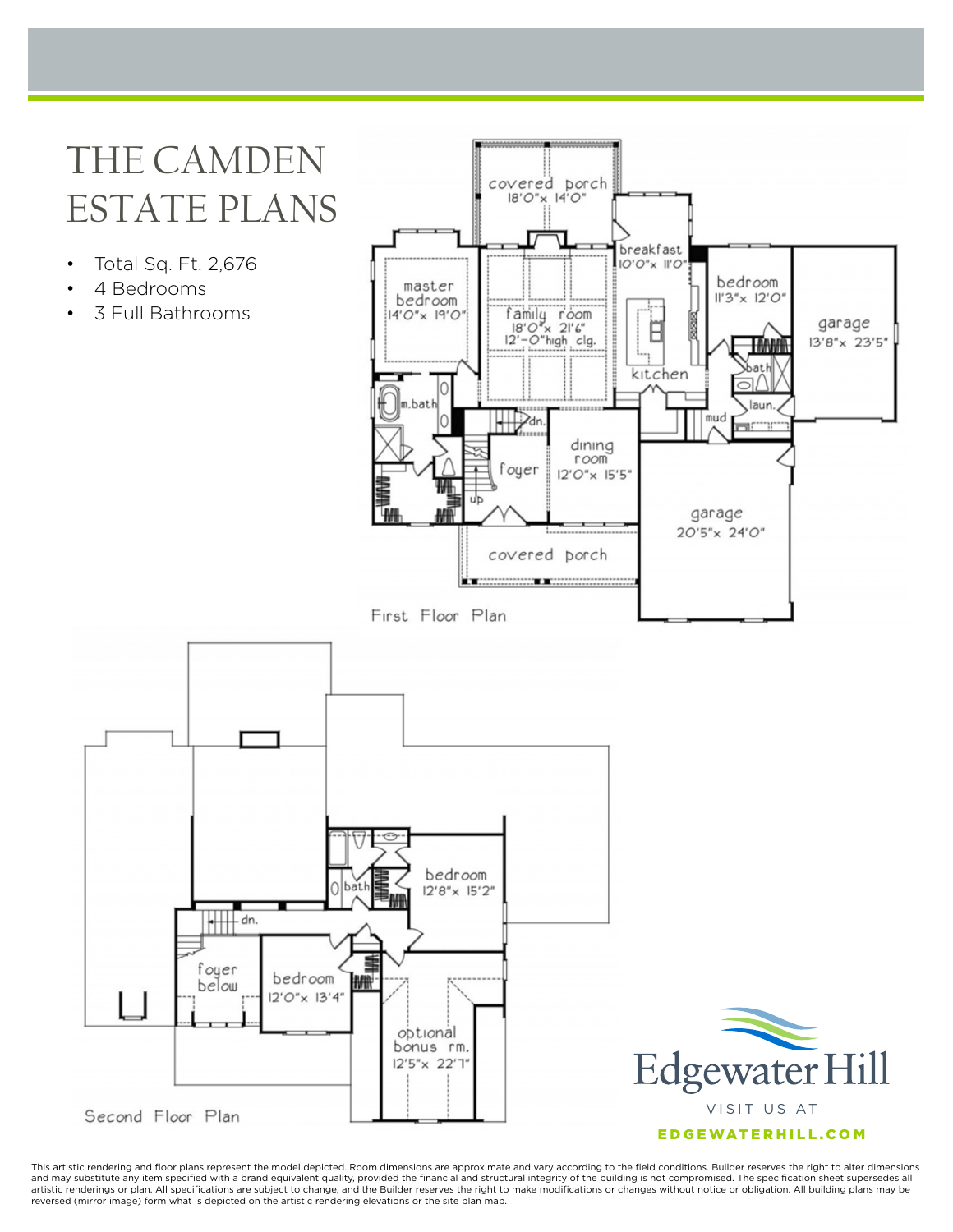# THE CAMDEN ESTATE PLANS

- Total Sq. Ft. 2,676
- 4 Bedrooms
- 3 Full Bathrooms

covered porch
18'0"x 14'0"

master bedroom
14'0"x 19'0"

family room
18'0"x 21'6"
12'-0"high clg.

breakfast
10'0"x 11'0"

bedroom
11'3"x 12'0"

garage
13'8"x 23'5"

kitchen

m.bath

bath

laun.

mud

dn.

foyer

dining room
12'0"x 15'5"

up

garage
20'5"x 24'0"

covered porch

First Floor Plan

bath

bedroom
12'8"x 15'2"

dn.

foyer below

bedroom
12'0"x 13'4"

optional bonus rm.
12'5"x 22'7"

Second Floor Plan

Edgewater Hill

VISIT US AT

EDGEWATERHILL.COM

This artistic rendering and floor plans represent the model depicted. Room dimensions are approximate and vary according to the field conditions. Builder reserves the right to alter dimensions and may substitute any item specified with a brand equivalent quality, provided the financial and structural integrity of the building is not compromised. The specification sheet supersedes all artistic renderings or plan. All specifications are subject to change, and the Builder reserves the right to make modifications or changes without notice or obligation. All building plans may be reversed (mirror image) form what is depicted on the artistic rendering elevations or the site plan map.